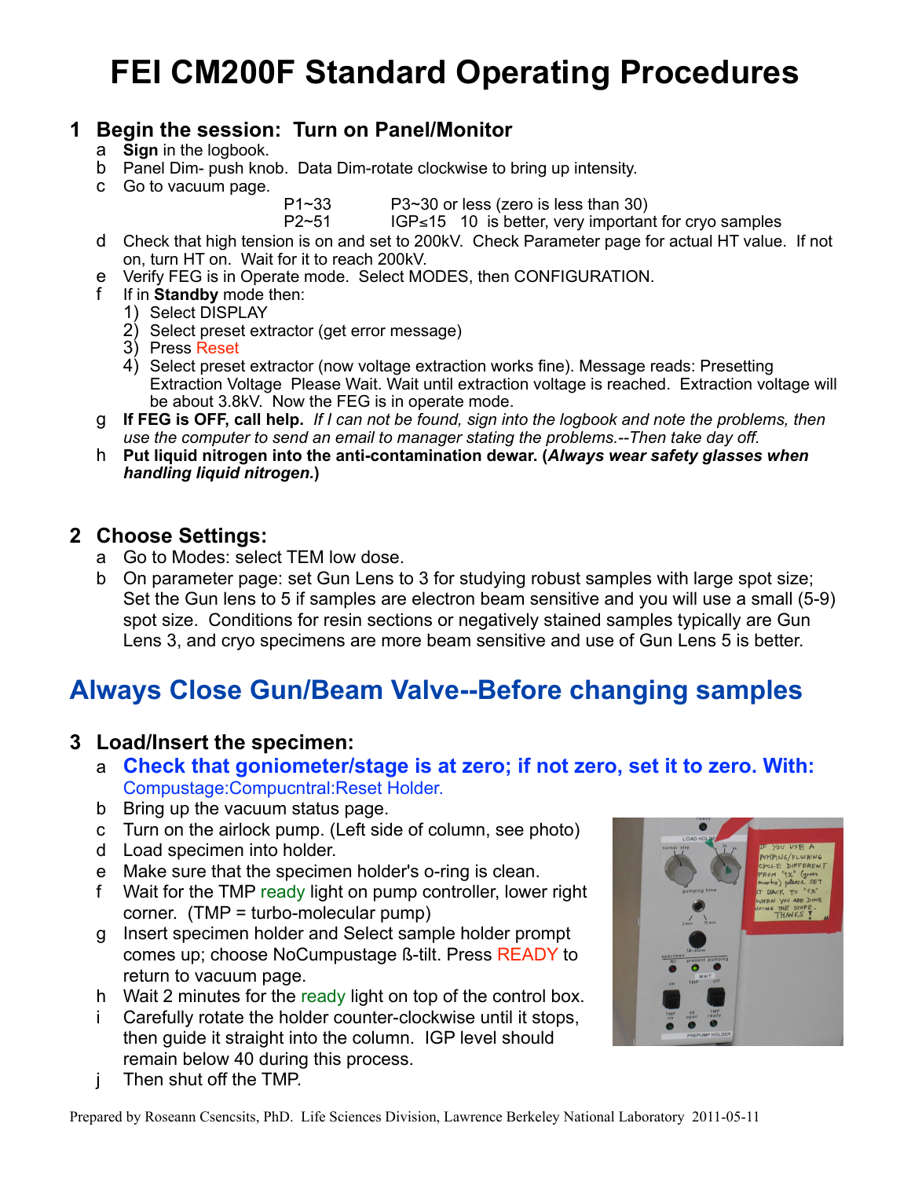# FEI CM200F Standard Operating Procedures

## 1 Begin the session: Turn on Panel/Monitor

a **Sign** in the logbook.
b Panel Dim- push knob. Data Dim-rotate clockwise to bring up intensity.
c Go to vacuum page.

| | |
|---|---|
| P1~33 | P3~30 or less (zero is less than 30) |
| P2~51 | IGP≤15 10 is better, very important for cryo samples |

d Check that high tension is on and set to 200kV. Check Parameter page for actual HT value. If not on, turn HT on. Wait for it to reach 200kV.
e Verify FEG is in Operate mode. Select MODES, then CONFIGURATION.
f If in **Standby** mode then:
1) Select DISPLAY
2) Select preset extractor (get error message)
3) Press Reset
4) Select preset extractor (now voltage extraction works fine). Message reads: Presetting Extraction Voltage Please Wait. Wait until extraction voltage is reached. Extraction voltage will be about 3.8kV. Now the FEG is in operate mode.

g **If FEG is OFF, call help.** *If I can not be found, sign into the logbook and note the problems, then use the computer to send an email to manager stating the problems.--Then take day off.*
h **Put liquid nitrogen into the anti-contamination dewar. (*Always wear safety glasses when handling liquid nitrogen.*)**

## 2 Choose Settings:

a Go to Modes: select TEM low dose.
b On parameter page: set Gun Lens to 3 for studying robust samples with large spot size; Set the Gun lens to 5 if samples are electron beam sensitive and you will use a small (5-9) spot size. Conditions for resin sections or negatively stained samples typically are Gun Lens 3, and cryo specimens are more beam sensitive and use of Gun Lens 5 is better.

# Always Close Gun/Beam Valve--Before changing samples

## 3 Load/Insert the specimen:

a **Check that goniometer/stage is at zero; if not zero, set it to zero. With:** Compustage:Compucntral:Reset Holder.
b Bring up the vacuum status page.
c Turn on the airlock pump. (Left side of column, see photo)
d Load specimen into holder.
e Make sure that the specimen holder's o-ring is clean.
f Wait for the TMP ready light on pump controller, lower right corner. (TMP = turbo-molecular pump)
g Insert specimen holder and Select sample holder prompt comes up; choose NoCumpustage ß-tilt. Press READY to return to vacuum page.
h Wait 2 minutes for the ready light on top of the control box.
i Carefully rotate the holder counter-clockwise until it stops, then guide it straight into the column. IGP level should remain below 40 during this process.
j Then shut off the TMP.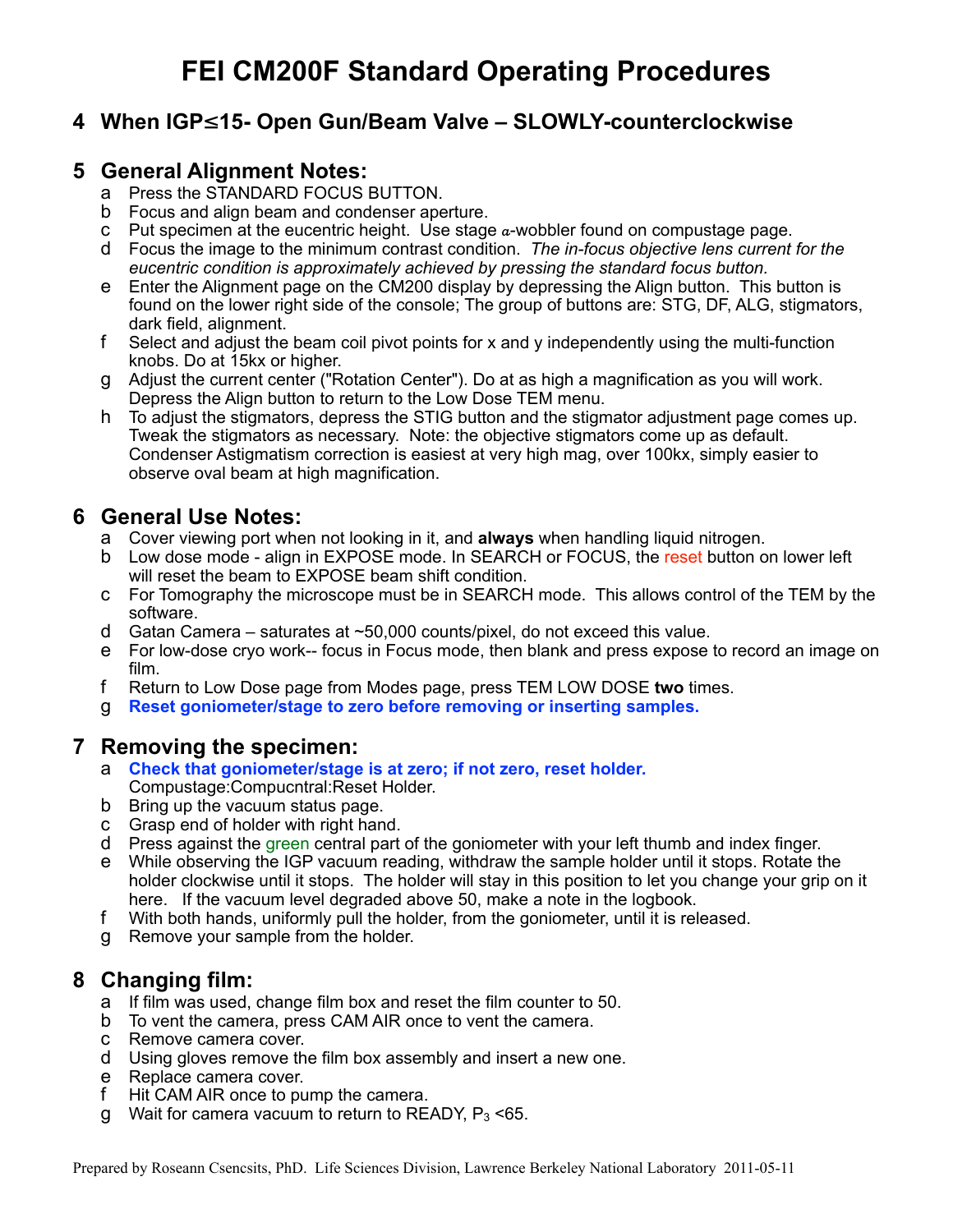# FEI CM200F Standard Operating Procedures

## 4 When IGP≤15- Open Gun/Beam Valve – SLOWLY-counterclockwise

## 5 General Alignment Notes:

a Press the STANDARD FOCUS BUTTON.

b Focus and align beam and condenser aperture.

c Put specimen at the eucentric height. Use stage $\alpha$-wobbler found on compustage page.

d Focus the image to the minimum contrast condition. *The in-focus objective lens current for the eucentric condition is approximately achieved by pressing the standard focus button.*

e Enter the Alignment page on the CM200 display by depressing the Align button. This button is found on the lower right side of the console; The group of buttons are: STG, DF, ALG, stigmators, dark field, alignment.

f Select and adjust the beam coil pivot points for x and y independently using the multi-function knobs. Do at 15kx or higher.

g Adjust the current center ("Rotation Center"). Do at as high a magnification as you will work. Depress the Align button to return to the Low Dose TEM menu.

h To adjust the stigmators, depress the STIG button and the stigmator adjustment page comes up. Tweak the stigmators as necessary. Note: the objective stigmators come up as default. Condenser Astigmatism correction is easiest at very high mag, over 100kx, simply easier to observe oval beam at high magnification.

## 6 General Use Notes:

a Cover viewing port when not looking in it, and **always** when handling liquid nitrogen.

b Low dose mode - align in EXPOSE mode. In SEARCH or FOCUS, the reset button on lower left will reset the beam to EXPOSE beam shift condition.

c For Tomography the microscope must be in SEARCH mode. This allows control of the TEM by the software.

d Gatan Camera – saturates at ~50,000 counts/pixel, do not exceed this value.

e For low-dose cryo work-- focus in Focus mode, then blank and press expose to record an image on film.

f Return to Low Dose page from Modes page, press TEM LOW DOSE **two** times.

g **Reset goniometer/stage to zero before removing or inserting samples.**

## 7 Removing the specimen:

a **Check that goniometer/stage is at zero; if not zero, reset holder.** Compustage:Compucntral:Reset Holder.

b Bring up the vacuum status page.

c Grasp end of holder with right hand.

d Press against the green central part of the goniometer with your left thumb and index finger.

e While observing the IGP vacuum reading, withdraw the sample holder until it stops. Rotate the holder clockwise until it stops. The holder will stay in this position to let you change your grip on it here. If the vacuum level degraded above 50, make a note in the logbook.

f With both hands, uniformly pull the holder, from the goniometer, until it is released.

g Remove your sample from the holder.

## 8 Changing film:

a If film was used, change film box and reset the film counter to 50.

b To vent the camera, press CAM AIR once to vent the camera.

c Remove camera cover.

d Using gloves remove the film box assembly and insert a new one.

e Replace camera cover.

f Hit CAM AIR once to pump the camera.

g Wait for camera vacuum to return to READY, $P_3$ <65.

Prepared by Roseann Csencsits, PhD. Life Sciences Division, Lawrence Berkeley National Laboratory 2011-05-11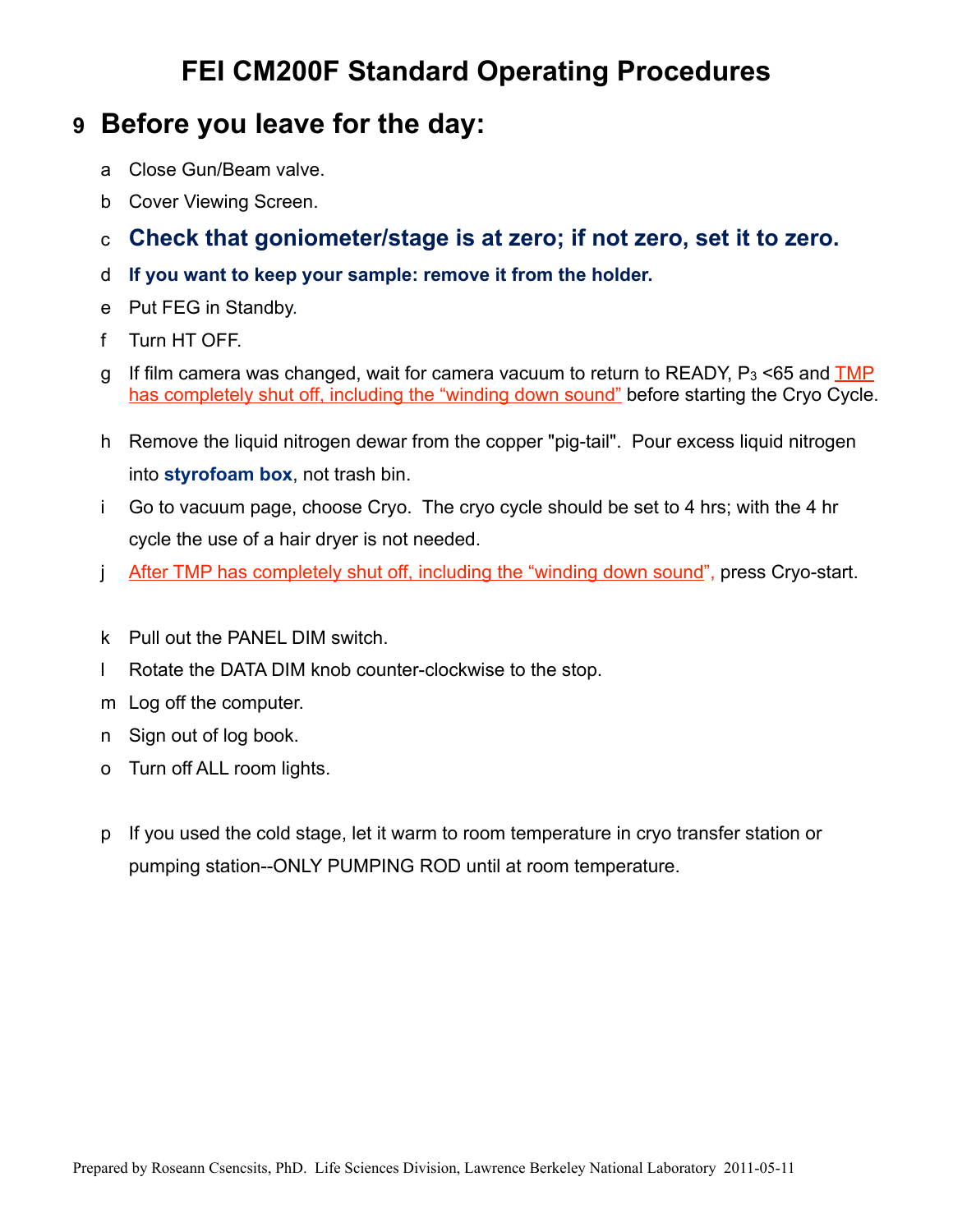# FEI CM200F Standard Operating Procedures

## 9 Before you leave for the day:

a. Close Gun/Beam valve.

b. Cover Viewing Screen.

c. **Check that goniometer/stage is at zero; if not zero, set it to zero.**

d. **If you want to keep your sample: remove it from the holder.**

e. Put FEG in Standby.

f. Turn HT OFF.

g. If film camera was changed, wait for camera vacuum to return to READY, $P_3$ <65 and TMP has completely shut off, including the "winding down sound" before starting the Cryo Cycle.

h. Remove the liquid nitrogen dewar from the copper "pig-tail". Pour excess liquid nitrogen into **styrofoam box**, not trash bin.

i. Go to vacuum page, choose Cryo. The cryo cycle should be set to 4 hrs; with the 4 hr cycle the use of a hair dryer is not needed.

j. After TMP has completely shut off, including the "winding down sound", press Cryo-start.

k. Pull out the PANEL DIM switch.

l. Rotate the DATA DIM knob counter-clockwise to the stop.

m. Log off the computer.

n. Sign out of log book.

o. Turn off ALL room lights.

p. If you used the cold stage, let it warm to room temperature in cryo transfer station or pumping station--ONLY PUMPING ROD until at room temperature.